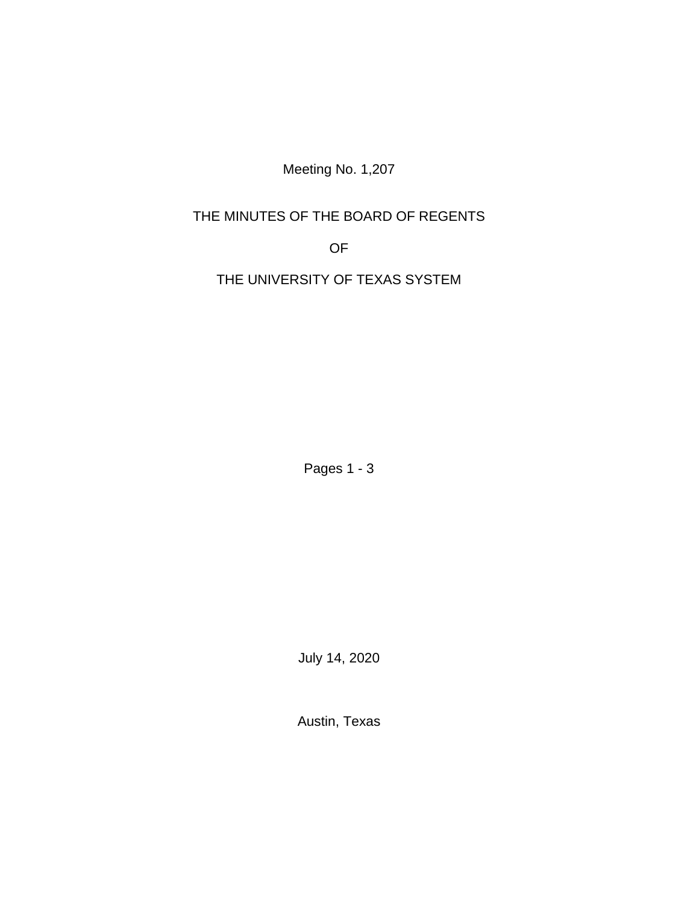Meeting No. 1,207

# THE MINUTES OF THE BOARD OF REGENTS

# OF

# THE UNIVERSITY OF TEXAS SYSTEM

Pages 1 - 3

July 14, 2020

Austin, Texas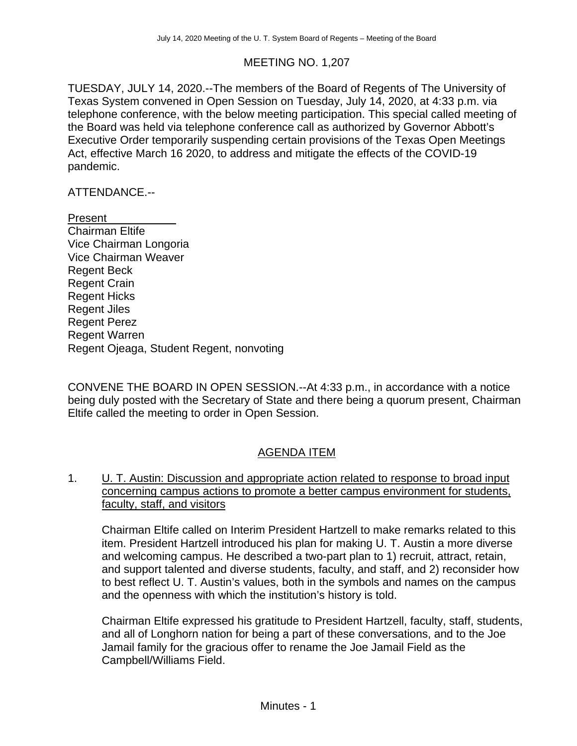MEETING NO. 1,207

TUESDAY, JULY 14, 2020.--The members of the Board of Regents of The University of Texas System convened in Open Session on Tuesday, July 14, 2020, at 4:33 p.m. via telephone conference, with the below meeting participation. This special called meeting of the Board was held via telephone conference call as authorized by Governor Abbott's Executive Order temporarily suspending certain provisions of the Texas Open Meetings Act, effective March 16 2020, to address and mitigate the effects of the COVID-19 pandemic.

ATTENDANCE.--

<u>Present</u>
Chairman Eltife
Vice Chairman Longoria
Vice Chairman Weaver
Regent Beck
Regent Crain
Regent Hicks
Regent Jiles
Regent Perez
Regent Warren
Regent Ojeaga, Student Regent, nonvoting

CONVENE THE BOARD IN OPEN SESSION.--At 4:33 p.m., in accordance with a notice being duly posted with the Secretary of State and there being a quorum present, Chairman Eltife called the meeting to order in Open Session.

## <u>AGENDA ITEM</u>

1. <u>U. T. Austin: Discussion and appropriate action related to response to broad input concerning campus actions to promote a better campus environment for students, faculty, staff, and visitors</u>

   Chairman Eltife called on Interim President Hartzell to make remarks related to this item. President Hartzell introduced his plan for making U. T. Austin a more diverse and welcoming campus. He described a two-part plan to 1) recruit, attract, retain, and support talented and diverse students, faculty, and staff, and 2) reconsider how to best reflect U. T. Austin's values, both in the symbols and names on the campus and the openness with which the institution's history is told.

   Chairman Eltife expressed his gratitude to President Hartzell, faculty, staff, students, and all of Longhorn nation for being a part of these conversations, and to the Joe Jamail family for the gracious offer to rename the Joe Jamail Field as the Campbell/Williams Field.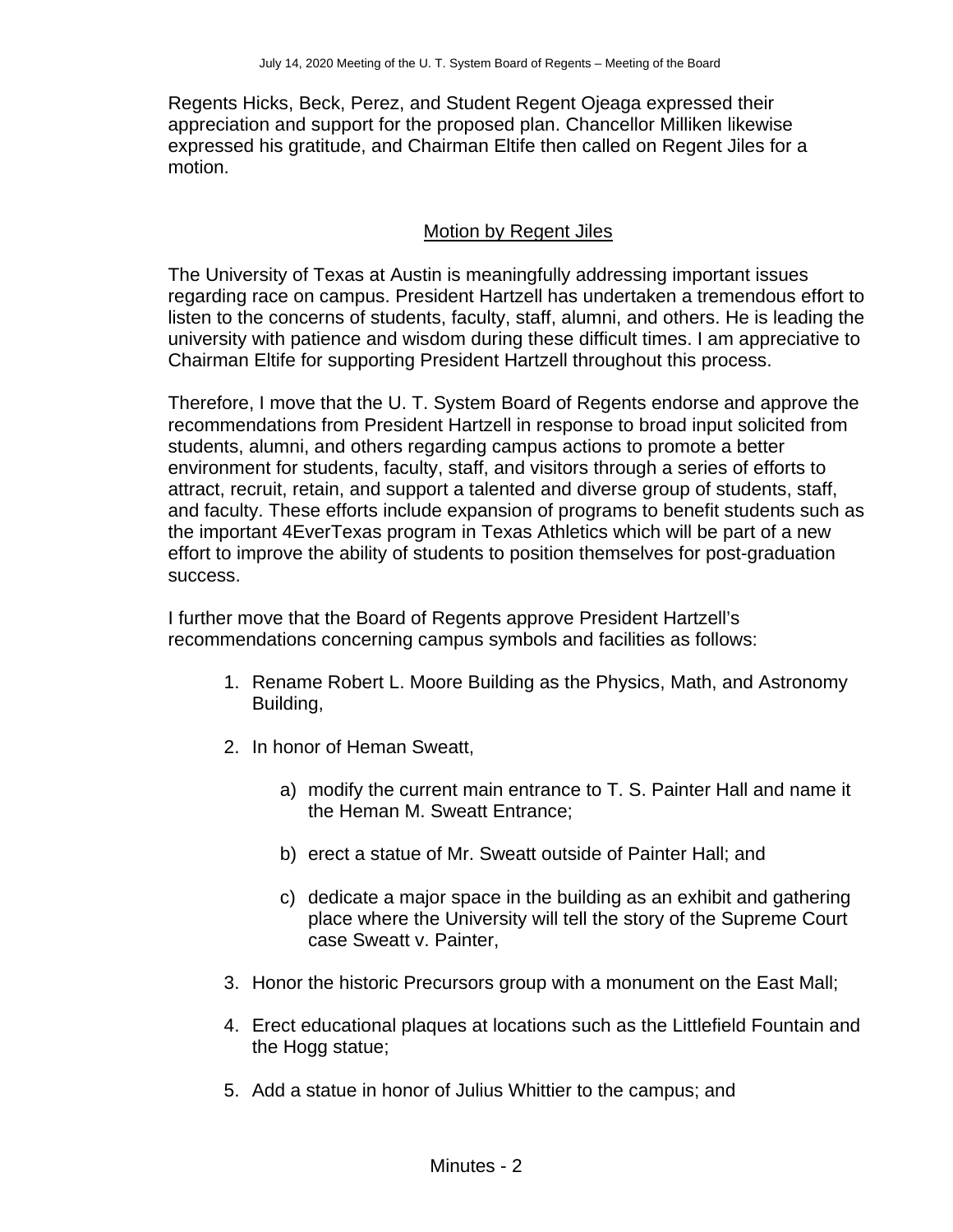Regents Hicks, Beck, Perez, and Student Regent Ojeaga expressed their appreciation and support for the proposed plan. Chancellor Milliken likewise expressed his gratitude, and Chairman Eltife then called on Regent Jiles for a motion.

<u>Motion by Regent Jiles</u>

The University of Texas at Austin is meaningfully addressing important issues regarding race on campus. President Hartzell has undertaken a tremendous effort to listen to the concerns of students, faculty, staff, alumni, and others. He is leading the university with patience and wisdom during these difficult times. I am appreciative to Chairman Eltife for supporting President Hartzell throughout this process.

Therefore, I move that the U. T. System Board of Regents endorse and approve the recommendations from President Hartzell in response to broad input solicited from students, alumni, and others regarding campus actions to promote a better environment for students, faculty, staff, and visitors through a series of efforts to attract, recruit, retain, and support a talented and diverse group of students, staff, and faculty. These efforts include expansion of programs to benefit students such as the important 4EverTexas program in Texas Athletics which will be part of a new effort to improve the ability of students to position themselves for post-graduation success.

I further move that the Board of Regents approve President Hartzell's recommendations concerning campus symbols and facilities as follows:

1. Rename Robert L. Moore Building as the Physics, Math, and Astronomy Building,
2. In honor of Heman Sweatt,
   a) modify the current main entrance to T. S. Painter Hall and name it the Heman M. Sweatt Entrance;
   b) erect a statue of Mr. Sweatt outside of Painter Hall; and
   c) dedicate a major space in the building as an exhibit and gathering place where the University will tell the story of the Supreme Court case Sweatt v. Painter,
3. Honor the historic Precursors group with a monument on the East Mall;
4. Erect educational plaques at locations such as the Littlefield Fountain and the Hogg statue;
5. Add a statue in honor of Julius Whittier to the campus; and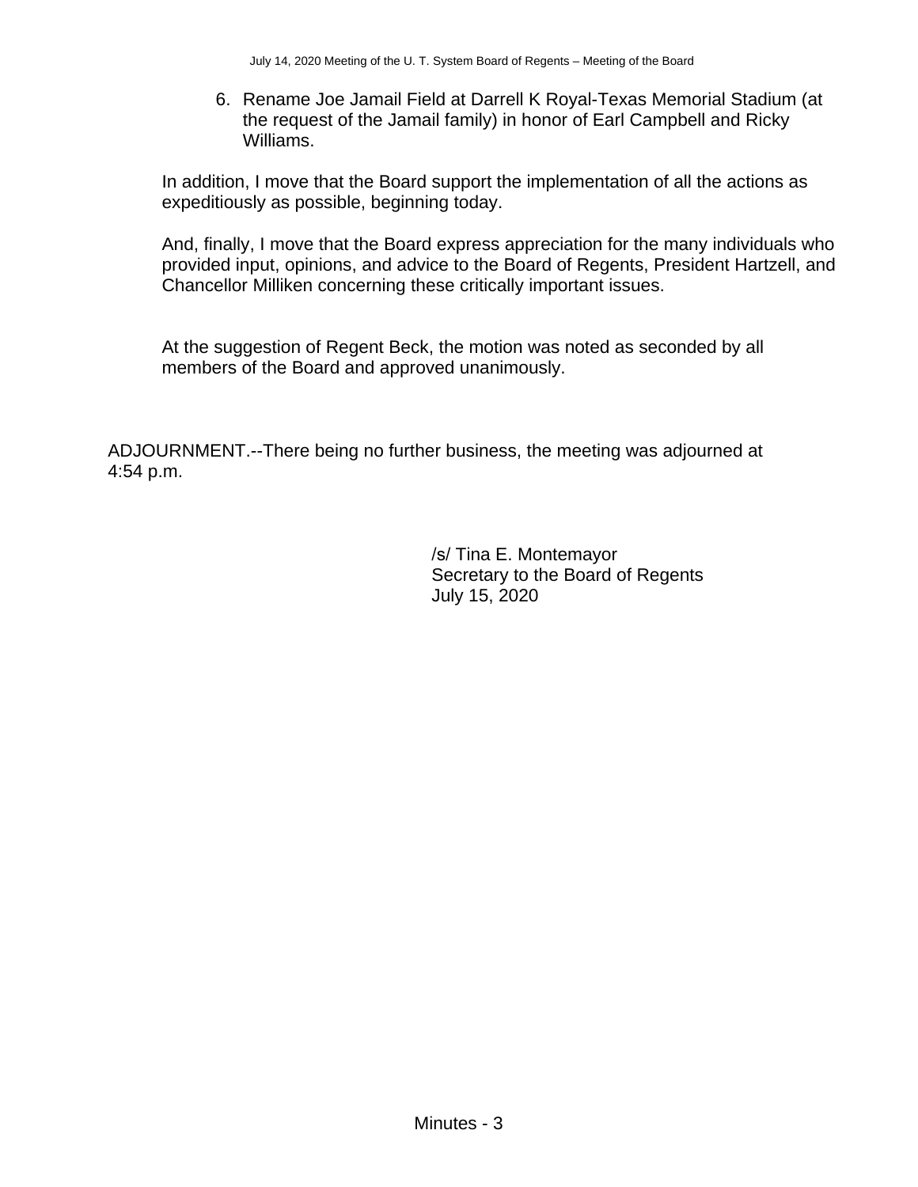6. Rename Joe Jamail Field at Darrell K Royal-Texas Memorial Stadium (at the request of the Jamail family) in honor of Earl Campbell and Ricky Williams.

In addition, I move that the Board support the implementation of all the actions as expeditiously as possible, beginning today.

And, finally, I move that the Board express appreciation for the many individuals who provided input, opinions, and advice to the Board of Regents, President Hartzell, and Chancellor Milliken concerning these critically important issues.

At the suggestion of Regent Beck, the motion was noted as seconded by all members of the Board and approved unanimously.

ADJOURNMENT.--There being no further business, the meeting was adjourned at 4:54 p.m.

/s/ Tina E. Montemayor
Secretary to the Board of Regents
July 15, 2020